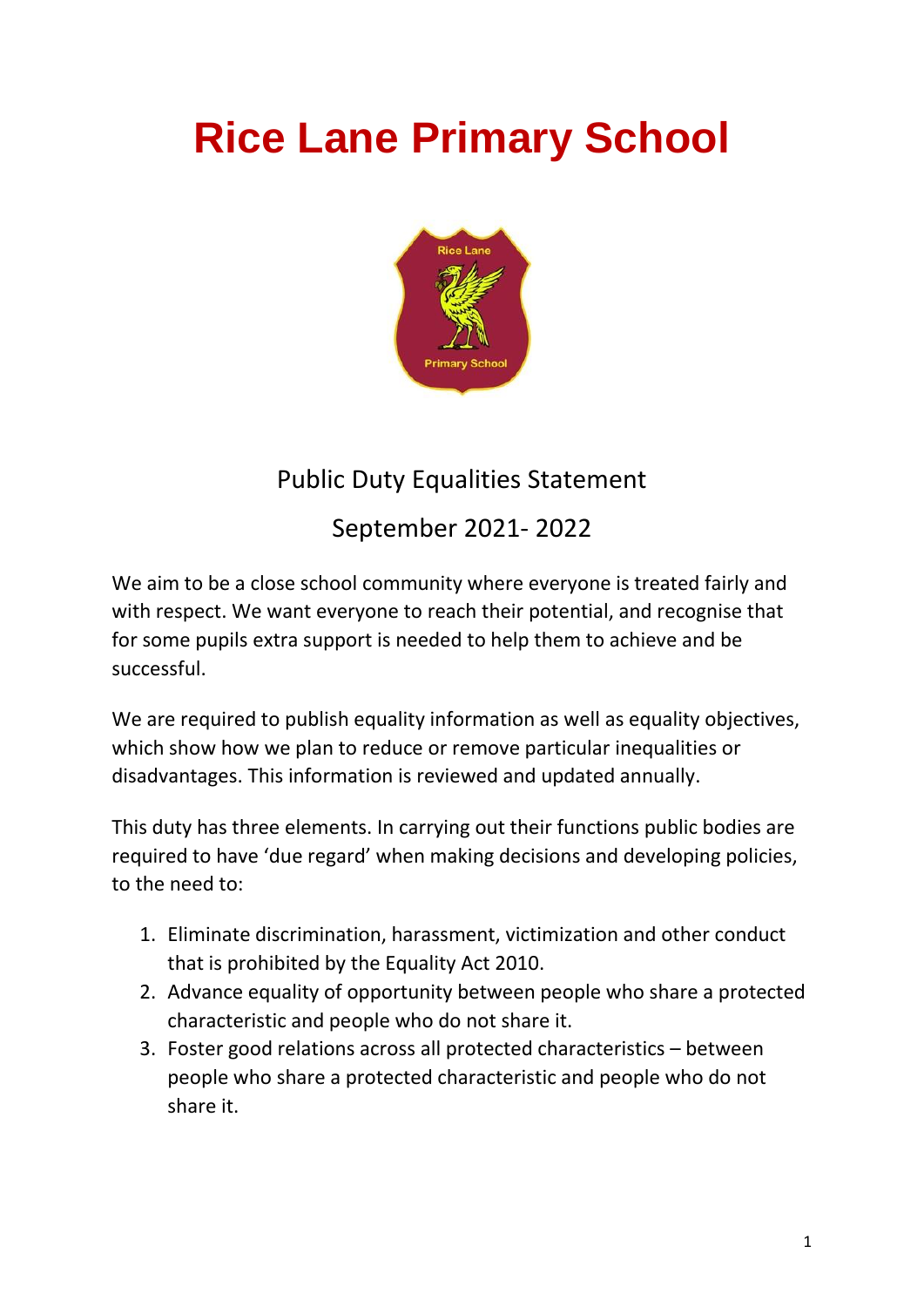# Rice Lane Primary School

## Public Duty Equalities Statement

## September 2021- 2022

We aim to be a close school community where everyone is treated fairly and with respect. We want everyone to reach their potential, and recognise that for some pupils extra support is needed to help them to achieve and be successful.

We are required to publish equality information as well as equality objectives, which show how we plan to reduce or remove particular inequalities or disadvantages. This information is reviewed and updated annually.

This duty has three elements. In carrying out their functions public bodies are required to have 'due regard' when making decisions and developing policies, to the need to:

1. Eliminate discrimination, harassment, victimization and other conduct that is prohibited by the Equality Act 2010.
2. Advance equality of opportunity between people who share a protected characteristic and people who do not share it.
3. Foster good relations across all protected characteristics – between people who share a protected characteristic and people who do not share it.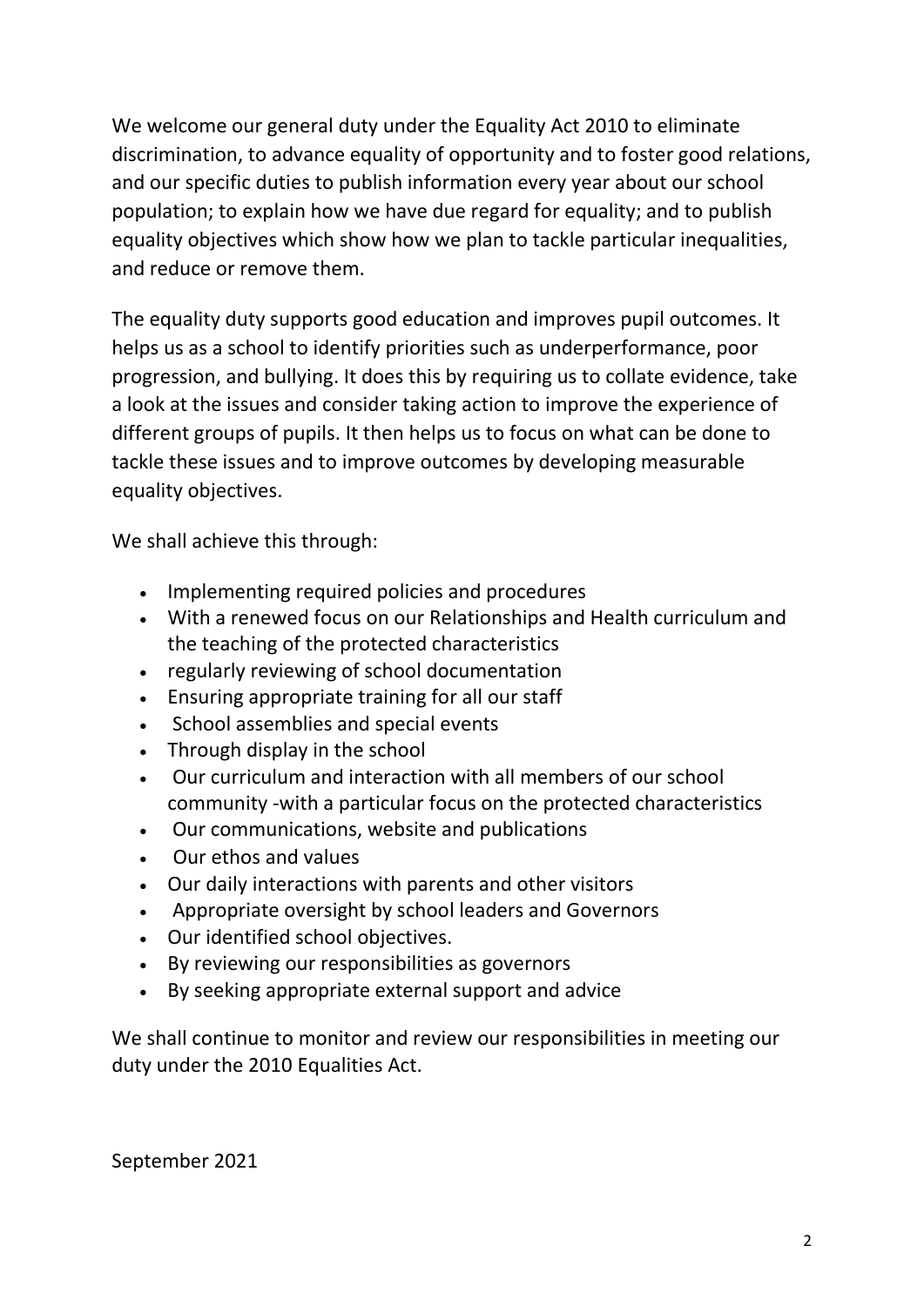We welcome our general duty under the Equality Act 2010 to eliminate discrimination, to advance equality of opportunity and to foster good relations, and our specific duties to publish information every year about our school population; to explain how we have due regard for equality; and to publish equality objectives which show how we plan to tackle particular inequalities, and reduce or remove them.

The equality duty supports good education and improves pupil outcomes. It helps us as a school to identify priorities such as underperformance, poor progression, and bullying. It does this by requiring us to collate evidence, take a look at the issues and consider taking action to improve the experience of different groups of pupils. It then helps us to focus on what can be done to tackle these issues and to improve outcomes by developing measurable equality objectives.

We shall achieve this through:

- Implementing required policies and procedures
- With a renewed focus on our Relationships and Health curriculum and the teaching of the protected characteristics
- regularly reviewing of school documentation
- Ensuring appropriate training for all our staff
- School assemblies and special events
- Through display in the school
- Our curriculum and interaction with all members of our school community -with a particular focus on the protected characteristics
- Our communications, website and publications
- Our ethos and values
- Our daily interactions with parents and other visitors
- Appropriate oversight by school leaders and Governors
- Our identified school objectives.
- By reviewing our responsibilities as governors
- By seeking appropriate external support and advice

We shall continue to monitor and review our responsibilities in meeting our duty under the 2010 Equalities Act.

September 2021